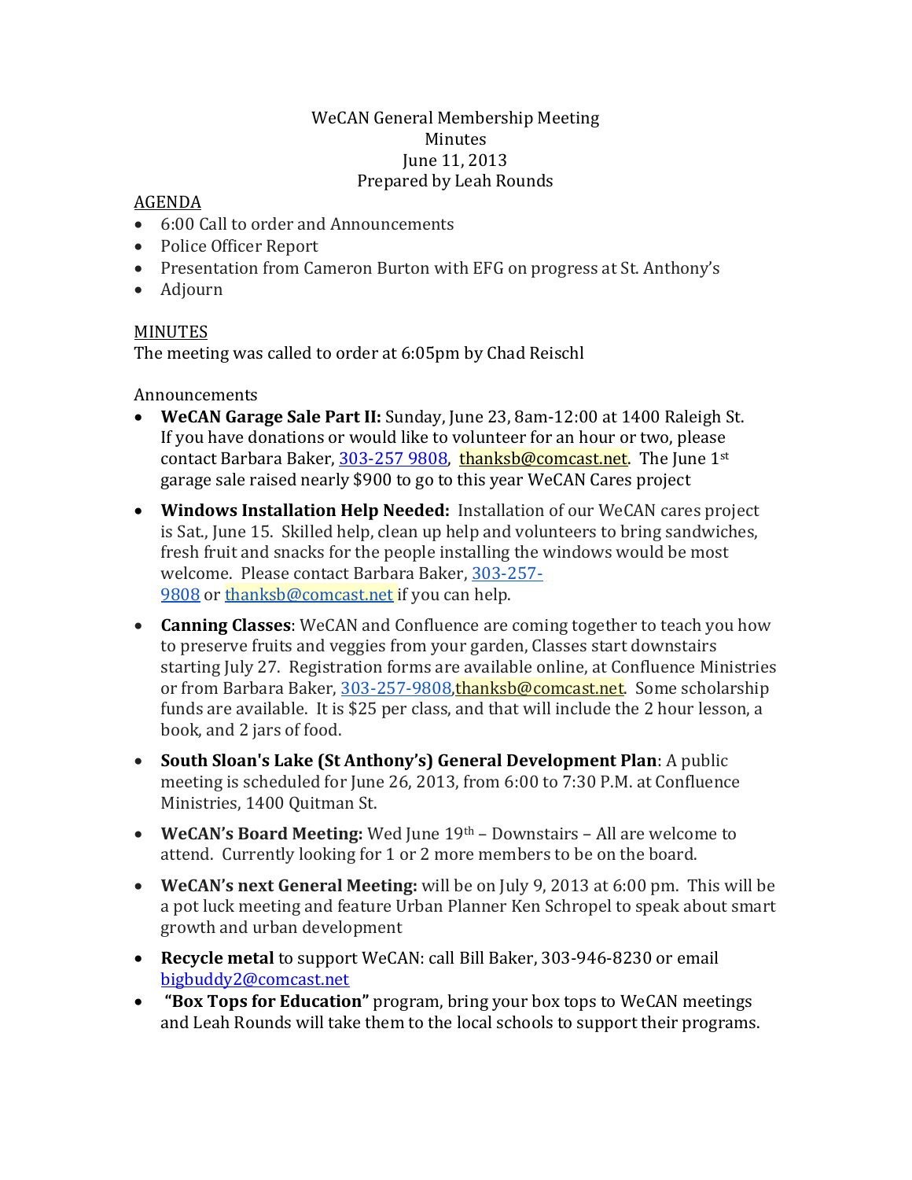WeCAN General Membership Meeting
Minutes
June 11, 2013
Prepared by Leah Rounds

AGENDA

- 6:00 Call to order and Announcements
- Police Officer Report
- Presentation from Cameron Burton with EFG on progress at St. Anthony's
- Adjourn

MINUTES

The meeting was called to order at 6:05pm by Chad Reischl

Announcements

- **WeCAN Garage Sale Part II:** Sunday, June 23, 8am-12:00 at 1400 Raleigh St. If you have donations or would like to volunteer for an hour or two, please contact Barbara Baker, 303-257 9808, thanksb@comcast.net. The June 1st garage sale raised nearly $900 to go to this year WeCAN Cares project
- **Windows Installation Help Needed:** Installation of our WeCAN cares project is Sat., June 15. Skilled help, clean up help and volunteers to bring sandwiches, fresh fruit and snacks for the people installing the windows would be most welcome. Please contact Barbara Baker, 303-257-9808 or thanksb@comcast.net if you can help.
- **Canning Classes**: WeCAN and Confluence are coming together to teach you how to preserve fruits and veggies from your garden, Classes start downstairs starting July 27. Registration forms are available online, at Confluence Ministries or from Barbara Baker, 303-257-9808,thanksb@comcast.net. Some scholarship funds are available. It is $25 per class, and that will include the 2 hour lesson, a book, and 2 jars of food.
- **South Sloan's Lake (St Anthony's) General Development Plan**: A public meeting is scheduled for June 26, 2013, from 6:00 to 7:30 P.M. at Confluence Ministries, 1400 Quitman St.
- **WeCAN's Board Meeting:** Wed June 19th – Downstairs – All are welcome to attend. Currently looking for 1 or 2 more members to be on the board.
- **WeCAN's next General Meeting:** will be on July 9, 2013 at 6:00 pm. This will be a pot luck meeting and feature Urban Planner Ken Schropel to speak about smart growth and urban development
- **Recycle metal** to support WeCAN: call Bill Baker, 303-946-8230 or email bigbuddy2@comcast.net
- **"Box Tops for Education"** program, bring your box tops to WeCAN meetings and Leah Rounds will take them to the local schools to support their programs.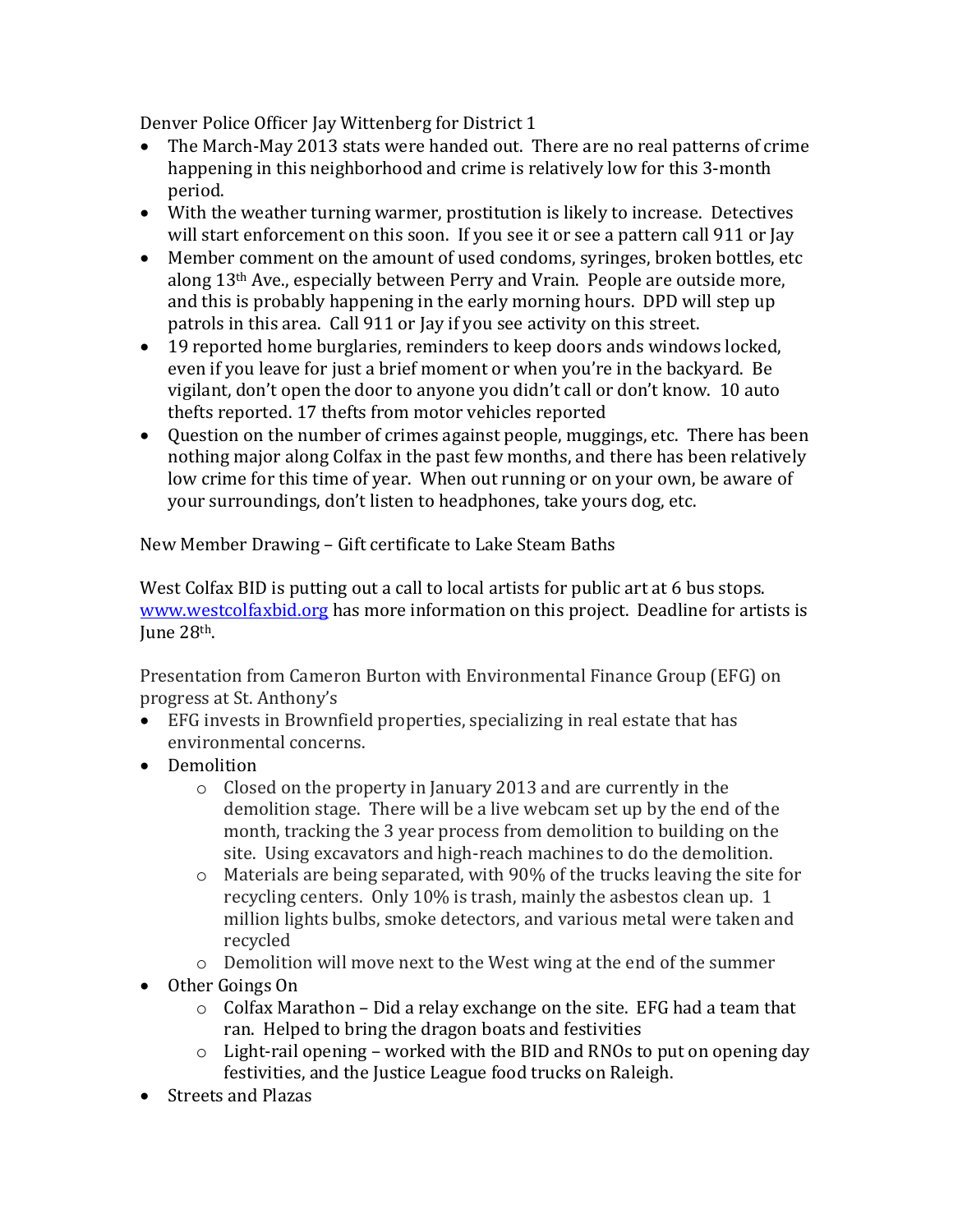Denver Police Officer Jay Wittenberg for District 1

- The March-May 2013 stats were handed out. There are no real patterns of crime happening in this neighborhood and crime is relatively low for this 3-month period.
- With the weather turning warmer, prostitution is likely to increase. Detectives will start enforcement on this soon. If you see it or see a pattern call 911 or Jay
- Member comment on the amount of used condoms, syringes, broken bottles, etc along 13th Ave., especially between Perry and Vrain. People are outside more, and this is probably happening in the early morning hours. DPD will step up patrols in this area. Call 911 or Jay if you see activity on this street.
- 19 reported home burglaries, reminders to keep doors ands windows locked, even if you leave for just a brief moment or when you're in the backyard. Be vigilant, don't open the door to anyone you didn't call or don't know. 10 auto thefts reported. 17 thefts from motor vehicles reported
- Question on the number of crimes against people, muggings, etc. There has been nothing major along Colfax in the past few months, and there has been relatively low crime for this time of year. When out running or on your own, be aware of your surroundings, don't listen to headphones, take yours dog, etc.

New Member Drawing – Gift certificate to Lake Steam Baths

West Colfax BID is putting out a call to local artists for public art at 6 bus stops. www.westcolfaxbid.org has more information on this project. Deadline for artists is June 28th.

Presentation from Cameron Burton with Environmental Finance Group (EFG) on progress at St. Anthony's

- EFG invests in Brownfield properties, specializing in real estate that has environmental concerns.
- Demolition
  - Closed on the property in January 2013 and are currently in the demolition stage. There will be a live webcam set up by the end of the month, tracking the 3 year process from demolition to building on the site. Using excavators and high-reach machines to do the demolition.
  - Materials are being separated, with 90% of the trucks leaving the site for recycling centers. Only 10% is trash, mainly the asbestos clean up. 1 million lights bulbs, smoke detectors, and various metal were taken and recycled
  - Demolition will move next to the West wing at the end of the summer
- Other Goings On
  - Colfax Marathon – Did a relay exchange on the site. EFG had a team that ran. Helped to bring the dragon boats and festivities
  - Light-rail opening – worked with the BID and RNOs to put on opening day festivities, and the Justice League food trucks on Raleigh.
- Streets and Plazas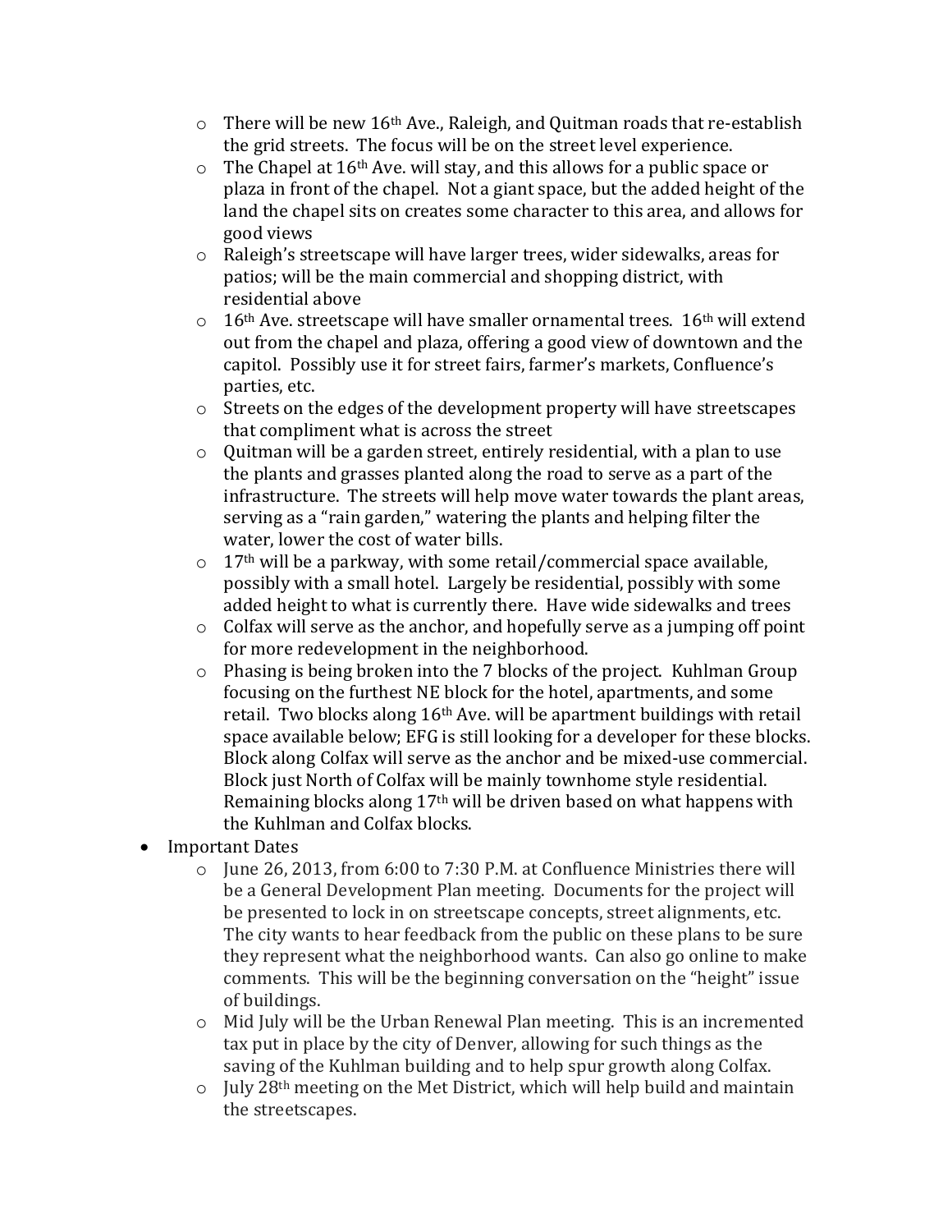- There will be new 16th Ave., Raleigh, and Quitman roads that re-establish the grid streets. The focus will be on the street level experience.
  - The Chapel at 16th Ave. will stay, and this allows for a public space or plaza in front of the chapel. Not a giant space, but the added height of the land the chapel sits on creates some character to this area, and allows for good views
  - Raleigh's streetscape will have larger trees, wider sidewalks, areas for patios; will be the main commercial and shopping district, with residential above
  - 16th Ave. streetscape will have smaller ornamental trees. 16th will extend out from the chapel and plaza, offering a good view of downtown and the capitol. Possibly use it for street fairs, farmer's markets, Confluence's parties, etc.
  - Streets on the edges of the development property will have streetscapes that compliment what is across the street
  - Quitman will be a garden street, entirely residential, with a plan to use the plants and grasses planted along the road to serve as a part of the infrastructure. The streets will help move water towards the plant areas, serving as a "rain garden," watering the plants and helping filter the water, lower the cost of water bills.
  - 17th will be a parkway, with some retail/commercial space available, possibly with a small hotel. Largely be residential, possibly with some added height to what is currently there. Have wide sidewalks and trees
  - Colfax will serve as the anchor, and hopefully serve as a jumping off point for more redevelopment in the neighborhood.
  - Phasing is being broken into the 7 blocks of the project. Kuhlman Group focusing on the furthest NE block for the hotel, apartments, and some retail. Two blocks along 16th Ave. will be apartment buildings with retail space available below; EFG is still looking for a developer for these blocks. Block along Colfax will serve as the anchor and be mixed-use commercial. Block just North of Colfax will be mainly townhome style residential. Remaining blocks along 17th will be driven based on what happens with the Kuhlman and Colfax blocks.
- Important Dates
  - June 26, 2013, from 6:00 to 7:30 P.M. at Confluence Ministries there will be a General Development Plan meeting. Documents for the project will be presented to lock in on streetscape concepts, street alignments, etc. The city wants to hear feedback from the public on these plans to be sure they represent what the neighborhood wants. Can also go online to make comments. This will be the beginning conversation on the "height" issue of buildings.
  - Mid July will be the Urban Renewal Plan meeting. This is an incremented tax put in place by the city of Denver, allowing for such things as the saving of the Kuhlman building and to help spur growth along Colfax.
  - July 28th meeting on the Met District, which will help build and maintain the streetscapes.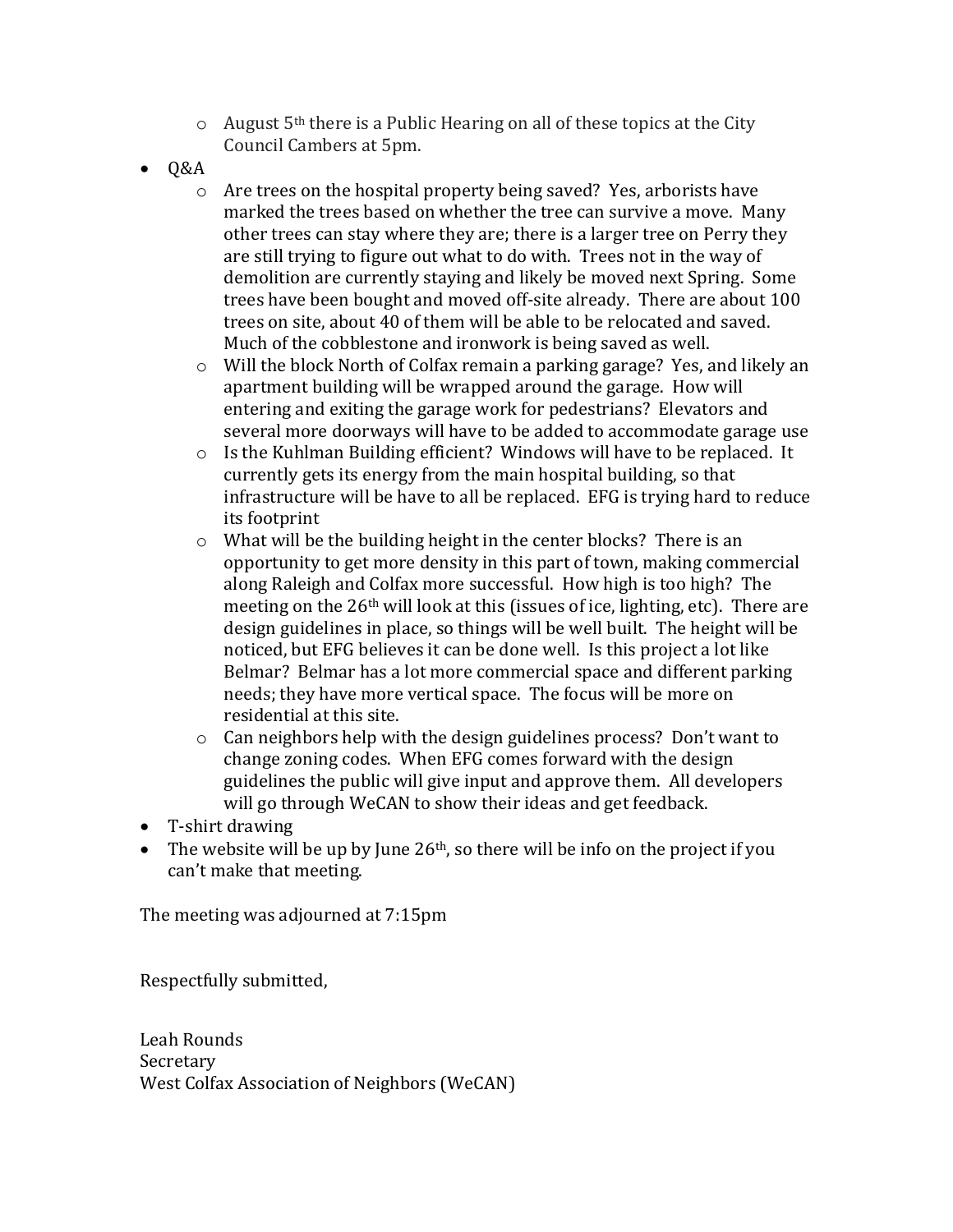- August 5th there is a Public Hearing on all of these topics at the City Council Cambers at 5pm.

- Q&A
  - Are trees on the hospital property being saved? Yes, arborists have marked the trees based on whether the tree can survive a move. Many other trees can stay where they are; there is a larger tree on Perry they are still trying to figure out what to do with. Trees not in the way of demolition are currently staying and likely be moved next Spring. Some trees have been bought and moved off-site already. There are about 100 trees on site, about 40 of them will be able to be relocated and saved. Much of the cobblestone and ironwork is being saved as well.
  - Will the block North of Colfax remain a parking garage? Yes, and likely an apartment building will be wrapped around the garage. How will entering and exiting the garage work for pedestrians? Elevators and several more doorways will have to be added to accommodate garage use
  - Is the Kuhlman Building efficient? Windows will have to be replaced. It currently gets its energy from the main hospital building, so that infrastructure will be have to all be replaced. EFG is trying hard to reduce its footprint
  - What will be the building height in the center blocks? There is an opportunity to get more density in this part of town, making commercial along Raleigh and Colfax more successful. How high is too high? The meeting on the 26th will look at this (issues of ice, lighting, etc). There are design guidelines in place, so things will be well built. The height will be noticed, but EFG believes it can be done well. Is this project a lot like Belmar? Belmar has a lot more commercial space and different parking needs; they have more vertical space. The focus will be more on residential at this site.
  - Can neighbors help with the design guidelines process? Don't want to change zoning codes. When EFG comes forward with the design guidelines the public will give input and approve them. All developers will go through WeCAN to show their ideas and get feedback.
- T-shirt drawing
- The website will be up by June 26th, so there will be info on the project if you can't make that meeting.

The meeting was adjourned at 7:15pm

Respectfully submitted,

Leah Rounds
Secretary
West Colfax Association of Neighbors (WeCAN)